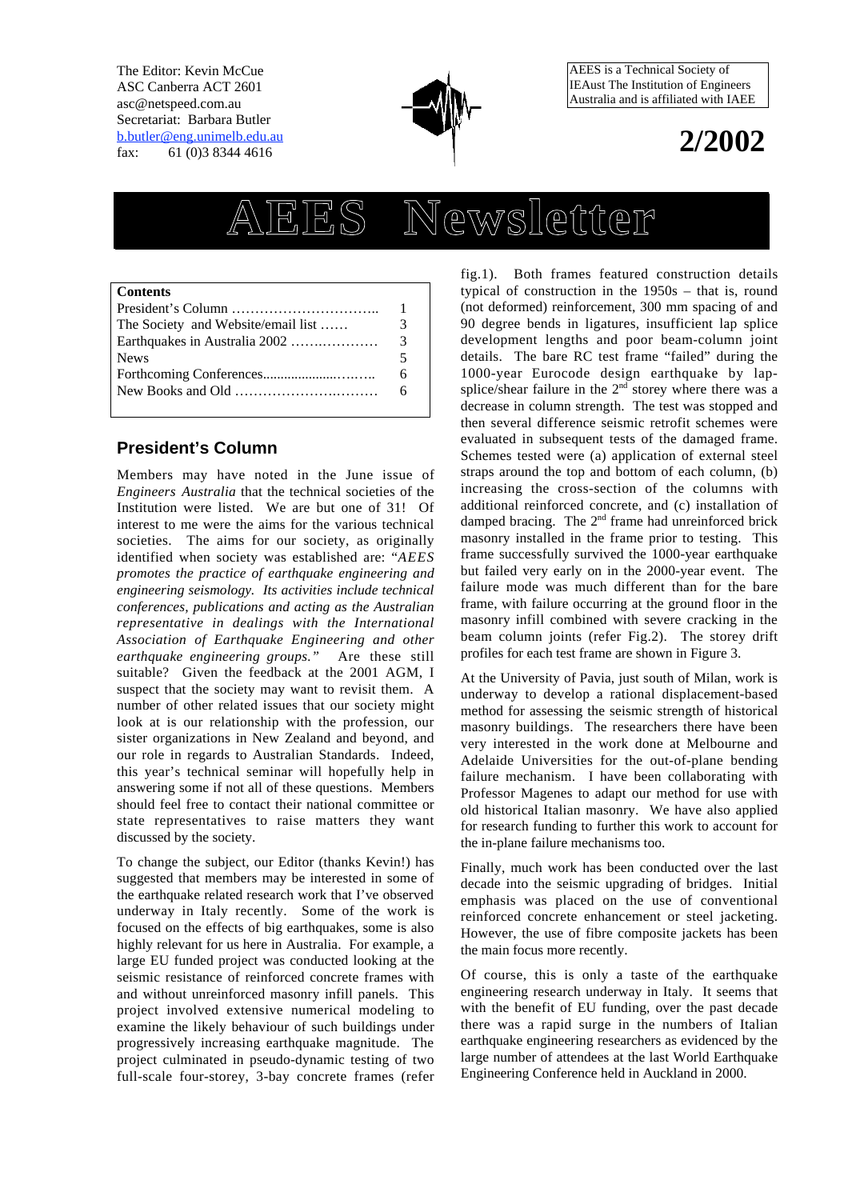The Editor: Kevin McCue
ASC Canberra ACT 2601
asc@netspeed.com.au
Secretariat: Barbara Butler
b.butler@eng.unimelb.edu.au
fax: 61 (0)3 8344 4616

AEES is a Technical Society of IEAust The Institution of Engineers Australia and is affiliated with IAEE

# 2/2002

# AEES Newsletter

| Contents | |
|---|---|
| President's Column ………………………….. | 1 |
| The Society and Website/email list …… | 3 |
| Earthquakes in Australia 2002 ………………. | 3 |
| News | 5 |
| Forthcoming Conferences...................……. | 6 |
| New Books and Old …………………….……… | 6 |

## President's Column

Members may have noted in the June issue of *Engineers Australia* that the technical societies of the Institution were listed. We are but one of 31! Of interest to me were the aims for the various technical societies. The aims for our society, as originally identified when society was established are: "*AEES promotes the practice of earthquake engineering and engineering seismology. Its activities include technical conferences, publications and acting as the Australian representative in dealings with the International Association of Earthquake Engineering and other earthquake engineering groups.*" Are these still suitable? Given the feedback at the 2001 AGM, I suspect that the society may want to revisit them. A number of other related issues that our society might look at is our relationship with the profession, our sister organizations in New Zealand and beyond, and our role in regards to Australian Standards. Indeed, this year's technical seminar will hopefully help in answering some if not all of these questions. Members should feel free to contact their national committee or state representatives to raise matters they want discussed by the society.

To change the subject, our Editor (thanks Kevin!) has suggested that members may be interested in some of the earthquake related research work that I've observed underway in Italy recently. Some of the work is focused on the effects of big earthquakes, some is also highly relevant for us here in Australia. For example, a large EU funded project was conducted looking at the seismic resistance of reinforced concrete frames with and without unreinforced masonry infill panels. This project involved extensive numerical modeling to examine the likely behaviour of such buildings under progressively increasing earthquake magnitude. The project culminated in pseudo-dynamic testing of two full-scale four-storey, 3-bay concrete frames (refer fig.1). Both frames featured construction details typical of construction in the 1950s – that is, round (not deformed) reinforcement, 300 mm spacing of and 90 degree bends in ligatures, insufficient lap splice development lengths and poor beam-column joint details. The bare RC test frame "failed" during the 1000-year Eurocode design earthquake by lap-splice/shear failure in the 2nd storey where there was a decrease in column strength. The test was stopped and then several difference seismic retrofit schemes were evaluated in subsequent tests of the damaged frame. Schemes tested were (a) application of external steel straps around the top and bottom of each column, (b) increasing the cross-section of the columns with additional reinforced concrete, and (c) installation of damped bracing. The 2nd frame had unreinforced brick masonry installed in the frame prior to testing. This frame successfully survived the 1000-year earthquake but failed very early on in the 2000-year event. The failure mode was much different than for the bare frame, with failure occurring at the ground floor in the masonry infill combined with severe cracking in the beam column joints (refer Fig.2). The storey drift profiles for each test frame are shown in Figure 3.

At the University of Pavia, just south of Milan, work is underway to develop a rational displacement-based method for assessing the seismic strength of historical masonry buildings. The researchers there have been very interested in the work done at Melbourne and Adelaide Universities for the out-of-plane bending failure mechanism. I have been collaborating with Professor Magenes to adapt our method for use with old historical Italian masonry. We have also applied for research funding to further this work to account for the in-plane failure mechanisms too.

Finally, much work has been conducted over the last decade into the seismic upgrading of bridges. Initial emphasis was placed on the use of conventional reinforced concrete enhancement or steel jacketing. However, the use of fibre composite jackets has been the main focus more recently.

Of course, this is only a taste of the earthquake engineering research underway in Italy. It seems that with the benefit of EU funding, over the past decade there was a rapid surge in the numbers of Italian earthquake engineering researchers as evidenced by the large number of attendees at the last World Earthquake Engineering Conference held in Auckland in 2000.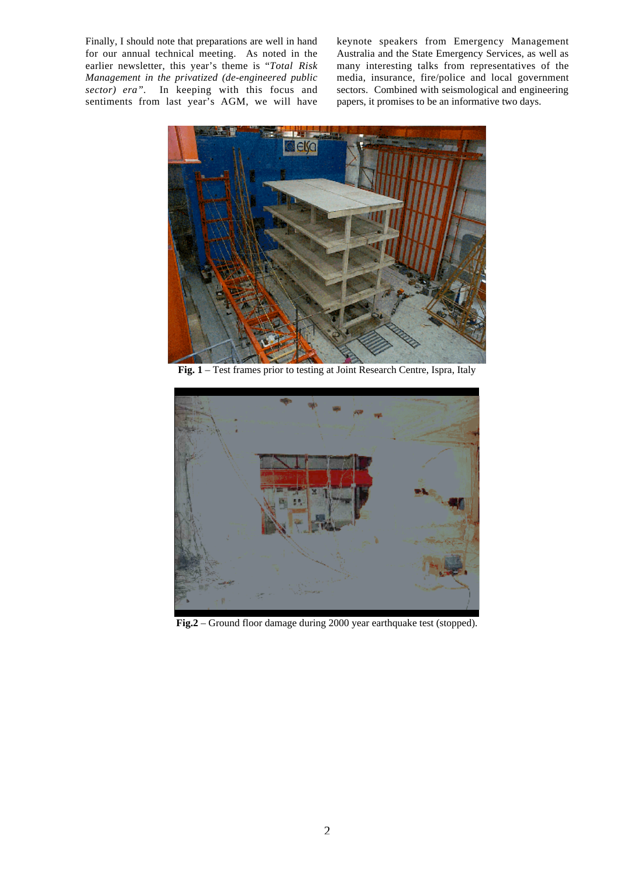Finally, I should note that preparations are well in hand for our annual technical meeting. As noted in the earlier newsletter, this year's theme is "*Total Risk Management in the privatized (de-engineered public sector) era*". In keeping with this focus and sentiments from last year's AGM, we will have keynote speakers from Emergency Management Australia and the State Emergency Services, as well as many interesting talks from representatives of the media, insurance, fire/police and local government sectors. Combined with seismological and engineering papers, it promises to be an informative two days.

**Fig. 1** – Test frames prior to testing at Joint Research Centre, Ispra, Italy

**Fig.2** – Ground floor damage during 2000 year earthquake test (stopped).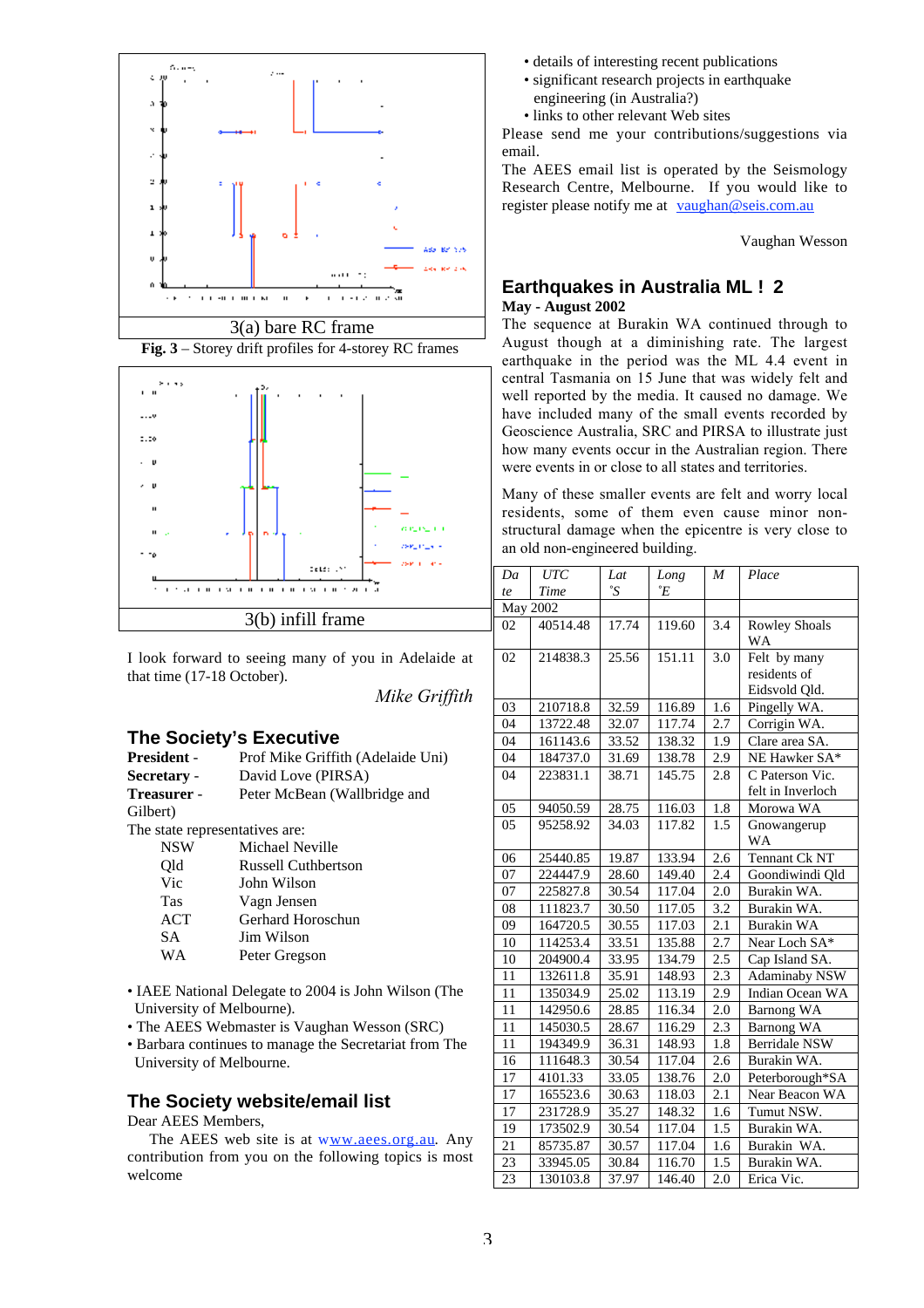3(a) bare RC frame

**Fig. 3** – Storey drift profiles for 4-storey RC frames

3(b) infill frame

I look forward to seeing many of you in Adelaide at that time (17-18 October).

*Mike Griffith*

## The Society's Executive

**President** - Prof Mike Griffith (Adelaide Uni)
**Secretary** - David Love (PIRSA)
**Treasurer** - Peter McBean (Wallbridge and Gilbert)

The state representatives are:

| | |
|---|---|
| NSW | Michael Neville |
| Qld | Russell Cuthbertson |
| Vic | John Wilson |
| Tas | Vagn Jensen |
| ACT | Gerhard Horoschun |
| SA | Jim Wilson |
| WA | Peter Gregson |

- IAEE National Delegate to 2004 is John Wilson (The University of Melbourne).
- The AEES Webmaster is Vaughan Wesson (SRC)
- Barbara continues to manage the Secretariat from The University of Melbourne.

## The Society website/email list

Dear AEES Members,

The AEES web site is at www.aees.org.au. Any contribution from you on the following topics is most welcome

- details of interesting recent publications
- significant research projects in earthquake engineering (in Australia?)
- links to other relevant Web sites

Please send me your contributions/suggestions via email.

The AEES email list is operated by the Seismology Research Centre, Melbourne. If you would like to register please notify me at vaughan@seis.com.au

Vaughan Wesson

## Earthquakes in Australia ML ! 2

**May - August 2002**

The sequence at Burakin WA continued through to August though at a diminishing rate. The largest earthquake in the period was the ML 4.4 event in central Tasmania on 15 June that was widely felt and well reported by the media. It caused no damage. We have included many of the small events recorded by Geoscience Australia, SRC and PIRSA to illustrate just how many events occur in the Australian region. There were events in or close to all states and territories.

Many of these smaller events are felt and worry local residents, some of them even cause minor non-structural damage when the epicentre is very close to an old non-engineered building.

| *Date* | *UTC Time* | *Lat °S* | *Long °E* | *M* | *Place* |
|---|---|---|---|---|---|
| May 2002 | | | | | |
| 02 | 40514.48 | 17.74 | 119.60 | 3.4 | Rowley Shoals WA |
| 02 | 214838.3 | 25.56 | 151.11 | 3.0 | Felt by many residents of Eidsvold Qld. |
| 03 | 210718.8 | 32.59 | 116.89 | 1.6 | Pingelly WA. |
| 04 | 13722.48 | 32.07 | 117.74 | 2.7 | Corrigin WA. |
| 04 | 161143.6 | 33.52 | 138.32 | 1.9 | Clare area SA. |
| 04 | 184737.0 | 31.69 | 138.78 | 3.2 | NE Hawker SA* |
| 04 | 223831.1 | 38.71 | 145.75 | 2.8 | C Paterson Vic. felt in Inverloch |
| 05 | 94050.59 | 28.75 | 116.03 | 1.8 | Morowa WA |
| 05 | 95258.92 | 34.03 | 117.82 | 1.5 | Gnowangerup WA |
| 06 | 25440.85 | 19.87 | 133.94 | 2.6 | Tennant Ck NT |
| 07 | 224447.9 | 28.60 | 149.40 | 2.4 | Goondiwindi Qld |
| 07 | 225827.8 | 30.54 | 117.04 | 2.0 | Burakin WA. |
| 08 | 111823.7 | 30.50 | 117.05 | 1.5 | Burakin WA. |
| 09 | 164720.5 | 30.55 | 117.03 | 2.1 | Burakin WA |
| 10 | 114253.4 | 33.51 | 135.88 | 2.7 | Near Loch SA* |
| 10 | 204900.4 | 33.95 | 134.79 | 2.5 | Cap Island SA. |
| 11 | 132611.8 | 35.91 | 148.93 | 2.3 | Adaminaby NSW |
| 11 | 135034.9 | 25.02 | 113.19 | 2.9 | Indian Ocean WA |
| 11 | 142950.6 | 28.85 | 116.34 | 2.0 | Barnong WA |
| 11 | 145030.5 | 28.67 | 116.29 | 2.3 | Barnong WA |
| 11 | 194349.9 | 36.31 | 148.93 | 1.8 | Berridale NSW |
| 16 | 111648.3 | 30.54 | 117.04 | 2.6 | Burakin WA. |
| 17 | 4101.33 | 33.05 | 138.76 | 2.0 | Peterborough*SA |
| 17 | 165523.6 | 30.63 | 118.03 | 2.1 | Near Beacon WA |
| 17 | 231728.9 | 35.27 | 148.32 | 1.6 | Tumut NSW. |
| 19 | 173502.9 | 30.54 | 117.04 | 1.5 | Burakin WA. |
| 21 | 85735.87 | 30.57 | 117.04 | 1.6 | Burakin WA. |
| 23 | 33945.05 | 30.84 | 116.70 | 1.5 | Burakin WA. |
| 23 | 130103.8 | 37.97 | 146.40 | 2.0 | Erica Vic. |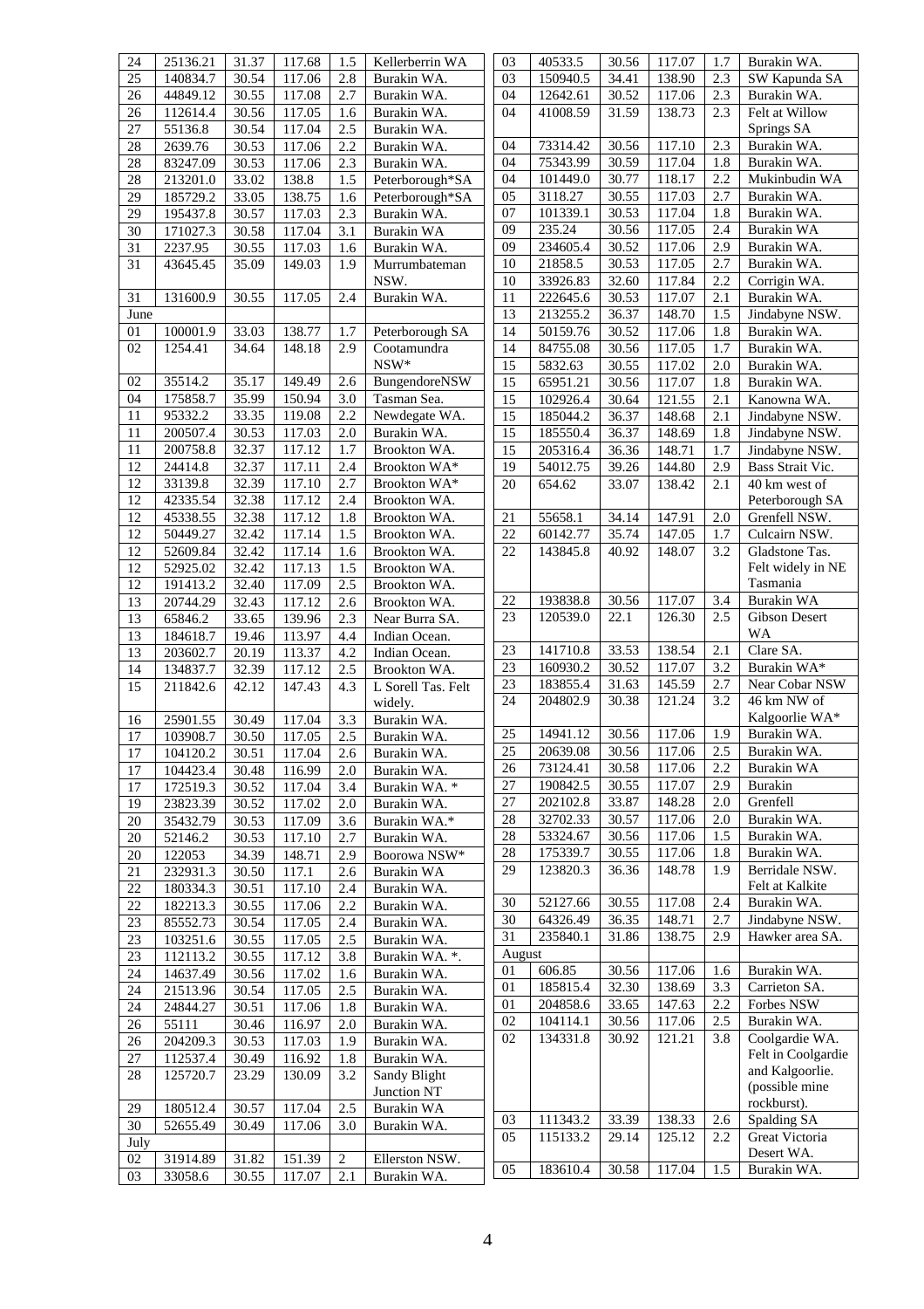| | | | | | |
|---|---|---|---|---|---|
| 24 | 25136.21 | 31.37 | 117.68 | 1.5 | Kellerberrin WA |
| 25 | 140834.7 | 30.54 | 117.06 | 2.8 | Burakin WA. |
| 26 | 44849.12 | 30.55 | 117.08 | 2.7 | Burakin WA. |
| 26 | 112614.4 | 30.56 | 117.05 | 1.6 | Burakin WA. |
| 27 | 55136.8 | 30.54 | 117.04 | 2.5 | Burakin WA. |
| 28 | 2639.76 | 30.53 | 117.06 | 2.2 | Burakin WA. |
| 28 | 83247.09 | 30.53 | 117.06 | 2.3 | Burakin WA. |
| 28 | 213201.0 | 33.02 | 138.8 | 1.5 | Peterborough*SA |
| 29 | 185729.2 | 33.05 | 138.75 | 1.6 | Peterborough*SA |
| 29 | 195437.8 | 30.57 | 117.03 | 2.3 | Burakin WA. |
| 30 | 171027.3 | 30.58 | 117.04 | 3.1 | Burakin WA |
| 31 | 2237.95 | 30.55 | 117.03 | 1.6 | Burakin WA. |
| 31 | 43645.45 | 35.09 | 149.03 | 1.9 | Murrumbateman NSW. |
| 31 | 131600.9 | 30.55 | 117.05 | 2.4 | Burakin WA. |
| June | | | | | |
| 01 | 100001.9 | 33.03 | 138.77 | 1.7 | Peterborough SA |
| 02 | 1254.41 | 34.64 | 148.18 | 2.9 | Cootamundra NSW* |
| 02 | 35514.2 | 35.17 | 149.49 | 2.6 | BungendoreNSW |
| 04 | 175858.7 | 35.99 | 150.94 | 3.0 | Tasman Sea. |
| 11 | 95332.2 | 33.35 | 119.08 | 2.2 | Newdegate WA. |
| 11 | 200507.4 | 30.53 | 117.03 | 2.0 | Burakin WA. |
| 11 | 200758.8 | 32.37 | 117.12 | 1.7 | Brookton WA. |
| 12 | 24414.8 | 32.37 | 117.11 | 2.4 | Brookton WA* |
| 12 | 33139.8 | 32.39 | 117.10 | 2.7 | Brookton WA* |
| 12 | 42335.54 | 32.38 | 117.12 | 2.4 | Brookton WA. |
| 12 | 45338.55 | 32.38 | 117.12 | 1.8 | Brookton WA. |
| 12 | 50449.27 | 32.42 | 117.14 | 1.5 | Brookton WA. |
| 12 | 52609.84 | 32.42 | 117.14 | 1.6 | Brookton WA. |
| 12 | 52925.02 | 32.42 | 117.13 | 1.5 | Brookton WA. |
| 12 | 191413.2 | 32.40 | 117.09 | 2.5 | Brookton WA. |
| 13 | 20744.29 | 32.43 | 117.12 | 2.6 | Brookton WA. |
| 13 | 65846.2 | 33.65 | 139.96 | 2.3 | Near Burra SA. |
| 13 | 184618.7 | 19.46 | 113.97 | 4.4 | Indian Ocean. |
| 13 | 203602.7 | 20.19 | 113.37 | 4.2 | Indian Ocean. |
| 14 | 134837.7 | 32.39 | 117.12 | 2.5 | Brookton WA. |
| 15 | 211842.6 | 42.12 | 147.43 | 4.3 | L Sorell Tas. Felt widely. |
| 16 | 25901.55 | 30.49 | 117.04 | 3.3 | Burakin WA. |
| 17 | 103908.7 | 30.50 | 117.05 | 2.5 | Burakin WA. |
| 17 | 104120.2 | 30.51 | 117.04 | 2.6 | Burakin WA. |
| 17 | 104423.4 | 30.48 | 116.99 | 2.0 | Burakin WA. |
| 17 | 172519.3 | 30.52 | 117.04 | 3.4 | Burakin WA. * |
| 19 | 23823.39 | 30.52 | 117.02 | 2.0 | Burakin WA. |
| 20 | 35432.79 | 30.53 | 117.09 | 3.6 | Burakin WA.* |
| 20 | 52146.2 | 30.53 | 117.10 | 2.7 | Burakin WA. |
| 20 | 122053 | 34.39 | 148.71 | 2.9 | Boorowa NSW* |
| 21 | 232931.3 | 30.50 | 117.1 | 2.6 | Burakin WA |
| 22 | 180334.3 | 30.51 | 117.10 | 2.4 | Burakin WA. |
| 22 | 182213.3 | 30.55 | 117.06 | 2.2 | Burakin WA. |
| 23 | 85552.73 | 30.54 | 117.05 | 2.4 | Burakin WA. |
| 23 | 103251.6 | 30.55 | 117.05 | 2.5 | Burakin WA. |
| 23 | 112113.2 | 30.55 | 117.12 | 3.8 | Burakin WA. *. |
| 24 | 14637.49 | 30.56 | 117.02 | 1.6 | Burakin WA. |
| 24 | 21513.96 | 30.54 | 117.05 | 2.5 | Burakin WA. |
| 24 | 24844.27 | 30.51 | 117.06 | 1.8 | Burakin WA. |
| 26 | 55111 | 30.46 | 116.97 | 2.0 | Burakin WA. |
| 26 | 204209.3 | 30.53 | 117.03 | 1.9 | Burakin WA. |
| 27 | 112537.4 | 30.49 | 116.92 | 1.8 | Burakin WA. |
| 28 | 125720.7 | 23.29 | 130.09 | 3.2 | Sandy Blight Junction NT |
| 29 | 180512.4 | 30.57 | 117.04 | 2.5 | Burakin WA |
| 30 | 52655.49 | 30.49 | 117.06 | 3.0 | Burakin WA. |
| July | | | | | |
| 02 | 31914.89 | 31.82 | 151.39 | 2 | Ellerston NSW. |
| 03 | 33058.6 | 30.55 | 117.07 | 2.1 | Burakin WA. |
| 03 | 40533.5 | 30.56 | 117.07 | 1.7 | Burakin WA. |
| 03 | 150940.5 | 34.41 | 138.90 | 2.3 | SW Kapunda SA |
| 04 | 12642.61 | 30.52 | 117.06 | 2.3 | Burakin WA. |
| 04 | 41008.59 | 31.59 | 138.73 | 2.3 | Felt at Willow Springs SA |
| 04 | 73314.42 | 30.56 | 117.10 | 2.3 | Burakin WA. |
| 04 | 75343.99 | 30.59 | 117.04 | 1.8 | Burakin WA. |
| 04 | 101449.0 | 30.77 | 118.17 | 2.2 | Mukinbudin WA |
| 05 | 3118.27 | 30.55 | 117.03 | 2.7 | Burakin WA. |
| 07 | 101339.1 | 30.53 | 117.04 | 1.8 | Burakin WA. |
| 09 | 235.24 | 30.56 | 117.05 | 2.4 | Burakin WA |
| 09 | 234605.4 | 30.52 | 117.06 | 2.9 | Burakin WA. |
| 10 | 21858.5 | 30.53 | 117.05 | 2.7 | Burakin WA. |
| 10 | 33926.83 | 32.60 | 117.84 | 2.2 | Corrigin WA. |
| 11 | 222645.6 | 30.53 | 117.07 | 2.1 | Burakin WA. |
| 13 | 213255.2 | 36.37 | 148.70 | 1.5 | Jindabyne NSW. |
| 14 | 50159.76 | 30.52 | 117.06 | 1.8 | Burakin WA. |
| 14 | 84755.08 | 30.56 | 117.05 | 1.7 | Burakin WA. |
| 15 | 5832.63 | 30.55 | 117.02 | 2.0 | Burakin WA. |
| 15 | 65951.21 | 30.56 | 117.07 | 1.8 | Burakin WA. |
| 15 | 102926.4 | 30.64 | 121.55 | 2.1 | Kanowna WA. |
| 15 | 185044.2 | 36.37 | 148.68 | 2.1 | Jindabyne NSW. |
| 15 | 185550.4 | 36.37 | 148.69 | 1.8 | Jindabyne NSW. |
| 15 | 205316.4 | 36.36 | 148.71 | 1.7 | Jindabyne NSW. |
| 19 | 54012.75 | 39.26 | 144.80 | 2.9 | Bass Strait Vic. |
| 20 | 654.62 | 33.07 | 138.42 | 2.1 | 40 km west of Peterborough SA |
| 21 | 55658.1 | 34.14 | 147.91 | 2.0 | Grenfell NSW. |
| 22 | 60142.77 | 35.74 | 147.05 | 1.7 | Culcairn NSW. |
| 22 | 143845.8 | 40.92 | 148.07 | 3.2 | Gladstone Tas. Felt widely in NE Tasmania |
| 22 | 193838.8 | 30.56 | 117.07 | 3.4 | Burakin WA |
| 23 | 120539.0 | 22.1 | 126.30 | 2.5 | Gibson Desert WA |
| 23 | 141710.8 | 33.53 | 138.54 | 2.1 | Clare SA. |
| 23 | 160930.2 | 30.52 | 117.07 | 3.2 | Burakin WA* |
| 23 | 183855.4 | 31.63 | 145.59 | 2.7 | Near Cobar NSW |
| 24 | 204802.9 | 30.38 | 121.24 | 3.2 | 46 km NW of Kalgoorlie WA* |
| 25 | 14941.12 | 30.56 | 117.06 | 1.9 | Burakin WA. |
| 25 | 20639.08 | 30.56 | 117.06 | 2.5 | Burakin WA. |
| 26 | 73124.41 | 30.58 | 117.06 | 2.2 | Burakin WA |
| 27 | 190842.5 | 30.55 | 117.07 | 2.9 | Burakin |
| 27 | 202102.8 | 33.87 | 148.28 | 2.0 | Grenfell |
| 28 | 32702.33 | 30.57 | 117.06 | 2.0 | Burakin WA. |
| 28 | 53324.67 | 30.56 | 117.06 | 1.5 | Burakin WA. |
| 28 | 175339.7 | 30.55 | 117.06 | 1.8 | Burakin WA. |
| 29 | 123820.3 | 36.36 | 148.78 | 1.9 | Berridale NSW. Felt at Kalkite |
| 30 | 52127.66 | 30.55 | 117.08 | 2.4 | Burakin WA. |
| 30 | 64326.49 | 36.35 | 148.71 | 2.7 | Jindabyne NSW. |
| 31 | 235840.1 | 31.86 | 138.75 | 2.9 | Hawker area SA. |
| August | | | | | |
| 01 | 606.85 | 30.56 | 117.06 | 1.6 | Burakin WA. |
| 01 | 185815.4 | 32.30 | 138.69 | 3.3 | Carrieton SA. |
| 01 | 204858.6 | 33.65 | 147.63 | 2.2 | Forbes NSW |
| 02 | 104114.1 | 30.56 | 117.06 | 2.5 | Burakin WA. |
| 02 | 134331.8 | 30.92 | 121.21 | 3.8 | Coolgardie WA. Felt in Coolgardie and Kalgoorlie. (possible mine rockburst). |
| 03 | 111343.2 | 33.39 | 138.33 | 2.6 | Spalding SA |
| 05 | 115133.2 | 29.14 | 125.12 | 2.2 | Great Victoria Desert WA. |
| 05 | 183610.4 | 30.58 | 117.04 | 1.5 | Burakin WA. |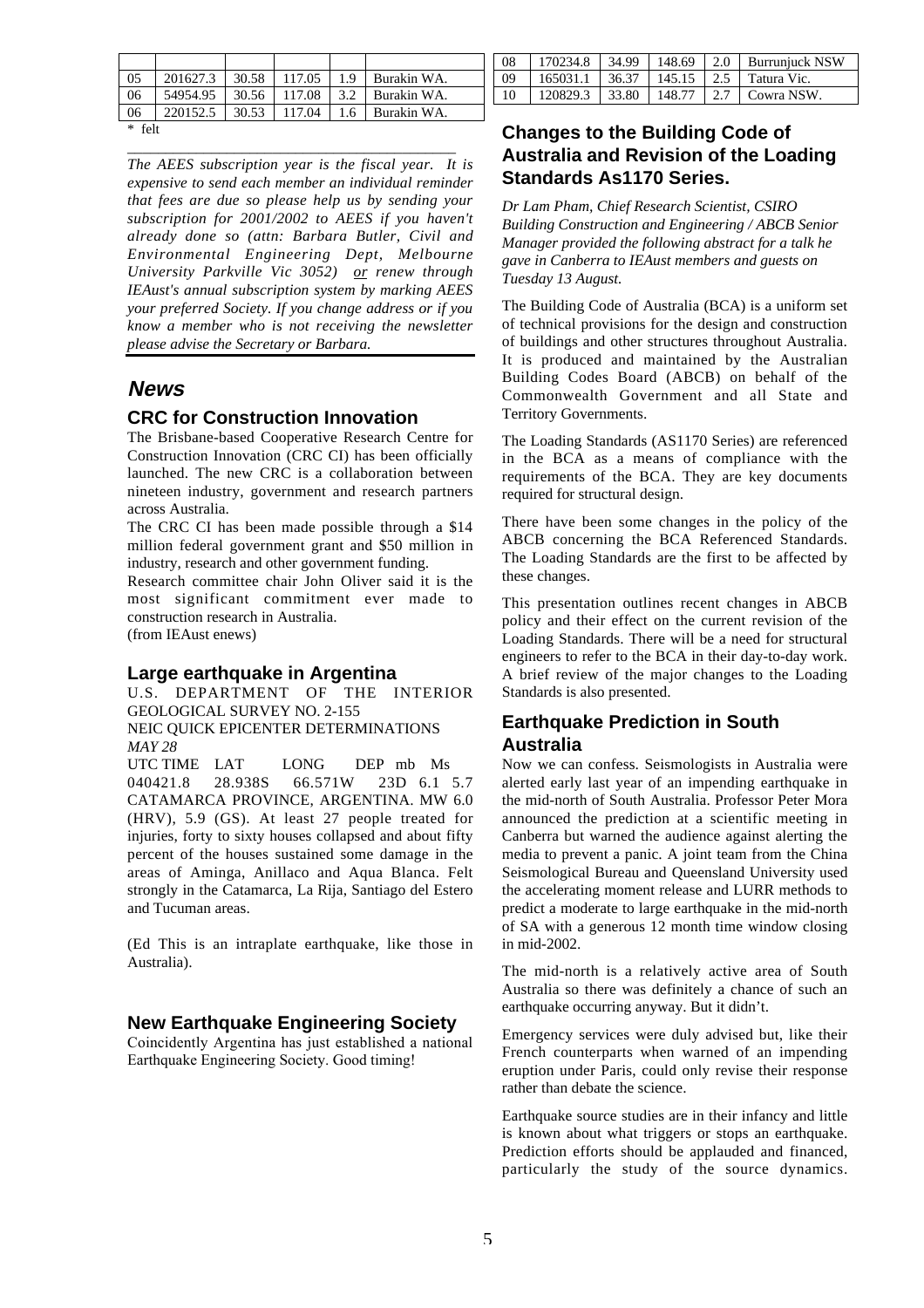| | | | | | |
|---|---|---|---|---|---|
| 05 | 201627.3 | 30.58 | 117.05 | 1.9 | Burakin WA. |
| 06 | 54954.95 | 30.56 | 117.08 | 3.2 | Burakin WA. |
| 06 | 220152.5 | 30.53 | 117.04 | 1.6 | Burakin WA. |
| 08 | 170234.8 | 34.99 | 148.69 | 2.0 | Burrunjuck NSW |
| 09 | 165031.1 | 36.37 | 145.15 | 2.5 | Tatura Vic. |
| 10 | 120829.3 | 33.80 | 148.77 | 2.7 | Cowra NSW. |

* felt

*The AEES subscription year is the fiscal year. It is expensive to send each member an individual reminder that fees are due so please help us by sending your subscription for 2001/2002 to AEES if you haven't already done so (attn: Barbara Butler, Civil and Environmental Engineering Dept, Melbourne University Parkville Vic 3052) <u>or</u> renew through IEAust's annual subscription system by marking AEES your preferred Society. If you change address or if you know a member who is not receiving the newsletter please advise the Secretary or Barbara.*

## *News*

### CRC for Construction Innovation

The Brisbane-based Cooperative Research Centre for Construction Innovation (CRC CI) has been officially launched. The new CRC is a collaboration between nineteen industry, government and research partners across Australia.

The CRC CI has been made possible through a $14 million federal government grant and $50 million in industry, research and other government funding.

Research committee chair John Oliver said it is the most significant commitment ever made to construction research in Australia.

(from IEAust enews)

### Large earthquake in Argentina

U.S. DEPARTMENT OF THE INTERIOR GEOLOGICAL SURVEY NO. 2-155

NEIC QUICK EPICENTER DETERMINATIONS

*MAY 28*

UTC TIME LAT LONG DEP mb Ms

040421.8 28.938S 66.571W 23D 6.1 5.7 CATAMARCA PROVINCE, ARGENTINA. MW 6.0 (HRV), 5.9 (GS). At least 27 people treated for injuries, forty to sixty houses collapsed and about fifty percent of the houses sustained some damage in the areas of Aminga, Anillaco and Aqua Blanca. Felt strongly in the Catamarca, La Rija, Santiago del Estero and Tucuman areas.

(Ed This is an intraplate earthquake, like those in Australia).

### New Earthquake Engineering Society

Coincidently Argentina has just established a national Earthquake Engineering Society. Good timing!

### Changes to the Building Code of Australia and Revision of the Loading Standards As1170 Series.

*Dr Lam Pham, Chief Research Scientist, CSIRO Building Construction and Engineering / ABCB Senior Manager provided the following abstract for a talk he gave in Canberra to IEAust members and guests on Tuesday 13 August.*

The Building Code of Australia (BCA) is a uniform set of technical provisions for the design and construction of buildings and other structures throughout Australia. It is produced and maintained by the Australian Building Codes Board (ABCB) on behalf of the Commonwealth Government and all State and Territory Governments.

The Loading Standards (AS1170 Series) are referenced in the BCA as a means of compliance with the requirements of the BCA. They are key documents required for structural design.

There have been some changes in the policy of the ABCB concerning the BCA Referenced Standards. The Loading Standards are the first to be affected by these changes.

This presentation outlines recent changes in ABCB policy and their effect on the current revision of the Loading Standards. There will be a need for structural engineers to refer to the BCA in their day-to-day work. A brief review of the major changes to the Loading Standards is also presented.

### Earthquake Prediction in South Australia

Now we can confess. Seismologists in Australia were alerted early last year of an impending earthquake in the mid-north of South Australia. Professor Peter Mora announced the prediction at a scientific meeting in Canberra but warned the audience against alerting the media to prevent a panic. A joint team from the China Seismological Bureau and Queensland University used the accelerating moment release and LURR methods to predict a moderate to large earthquake in the mid-north of SA with a generous 12 month time window closing in mid-2002.

The mid-north is a relatively active area of South Australia so there was definitely a chance of such an earthquake occurring anyway. But it didn't.

Emergency services were duly advised but, like their French counterparts when warned of an impending eruption under Paris, could only revise their response rather than debate the science.

Earthquake source studies are in their infancy and little is known about what triggers or stops an earthquake. Prediction efforts should be applauded and financed, particularly the study of the source dynamics.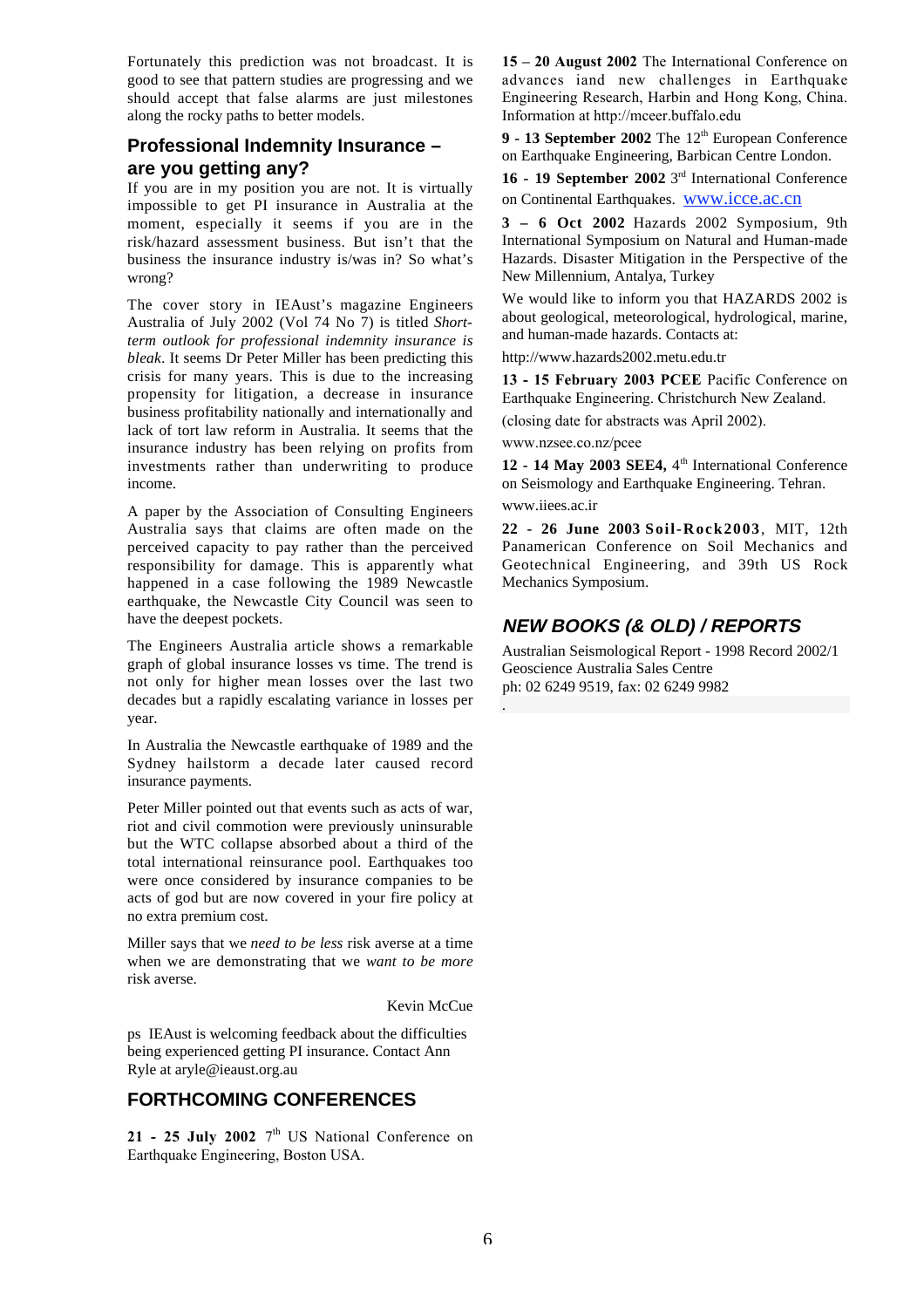Fortunately this prediction was not broadcast. It is good to see that pattern studies are progressing and we should accept that false alarms are just milestones along the rocky paths to better models.

## Professional Indemnity Insurance – are you getting any?

If you are in my position you are not. It is virtually impossible to get PI insurance in Australia at the moment, especially it seems if you are in the risk/hazard assessment business. But isn't that the business the insurance industry is/was in? So what's wrong?

The cover story in IEAust's magazine Engineers Australia of July 2002 (Vol 74 No 7) is titled *Short-term outlook for professional indemnity insurance is bleak*. It seems Dr Peter Miller has been predicting this crisis for many years. This is due to the increasing propensity for litigation, a decrease in insurance business profitability nationally and internationally and lack of tort law reform in Australia. It seems that the insurance industry has been relying on profits from investments rather than underwriting to produce income.

A paper by the Association of Consulting Engineers Australia says that claims are often made on the perceived capacity to pay rather than the perceived responsibility for damage. This is apparently what happened in a case following the 1989 Newcastle earthquake, the Newcastle City Council was seen to have the deepest pockets.

The Engineers Australia article shows a remarkable graph of global insurance losses vs time. The trend is not only for higher mean losses over the last two decades but a rapidly escalating variance in losses per year.

In Australia the Newcastle earthquake of 1989 and the Sydney hailstorm a decade later caused record insurance payments.

Peter Miller pointed out that events such as acts of war, riot and civil commotion were previously uninsurable but the WTC collapse absorbed about a third of the total international reinsurance pool. Earthquakes too were once considered by insurance companies to be acts of god but are now covered in your fire policy at no extra premium cost.

Miller says that we *need to be less* risk averse at a time when we are demonstrating that we *want to be more* risk averse.

Kevin McCue

ps IEAust is welcoming feedback about the difficulties being experienced getting PI insurance. Contact Ann Ryle at aryle@ieaust.org.au

## FORTHCOMING CONFERENCES

**21 - 25 July 2002** 7th US National Conference on Earthquake Engineering, Boston USA.

**15 – 20 August 2002** The International Conference on advances iand new challenges in Earthquake Engineering Research, Harbin and Hong Kong, China. Information at http://mceer.buffalo.edu

**9 - 13 September 2002** The 12th European Conference on Earthquake Engineering, Barbican Centre London.

**16 - 19 September 2002** 3rd International Conference on Continental Earthquakes. www.icce.ac.cn

**3 – 6 Oct 2002** Hazards 2002 Symposium, 9th International Symposium on Natural and Human-made Hazards. Disaster Mitigation in the Perspective of the New Millennium, Antalya, Turkey

We would like to inform you that HAZARDS 2002 is about geological, meteorological, hydrological, marine, and human-made hazards. Contacts at:

http://www.hazards2002.metu.edu.tr

**13 - 15 February 2003 PCEE** Pacific Conference on Earthquake Engineering. Christchurch New Zealand.

(closing date for abstracts was April 2002).

www.nzsee.co.nz/pcee

**12 - 14 May 2003 SEE4,** 4th International Conference on Seismology and Earthquake Engineering. Tehran.

www.iiees.ac.ir

**22 - 26 June 2003 Soil-Rock2003**, MIT, 12th Panamerican Conference on Soil Mechanics and Geotechnical Engineering, and 39th US Rock Mechanics Symposium.

## *NEW BOOKS (& OLD) / REPORTS*

Australian Seismological Report - 1998 Record 2002/1
Geoscience Australia Sales Centre
ph: 02 6249 9519, fax: 02 6249 9982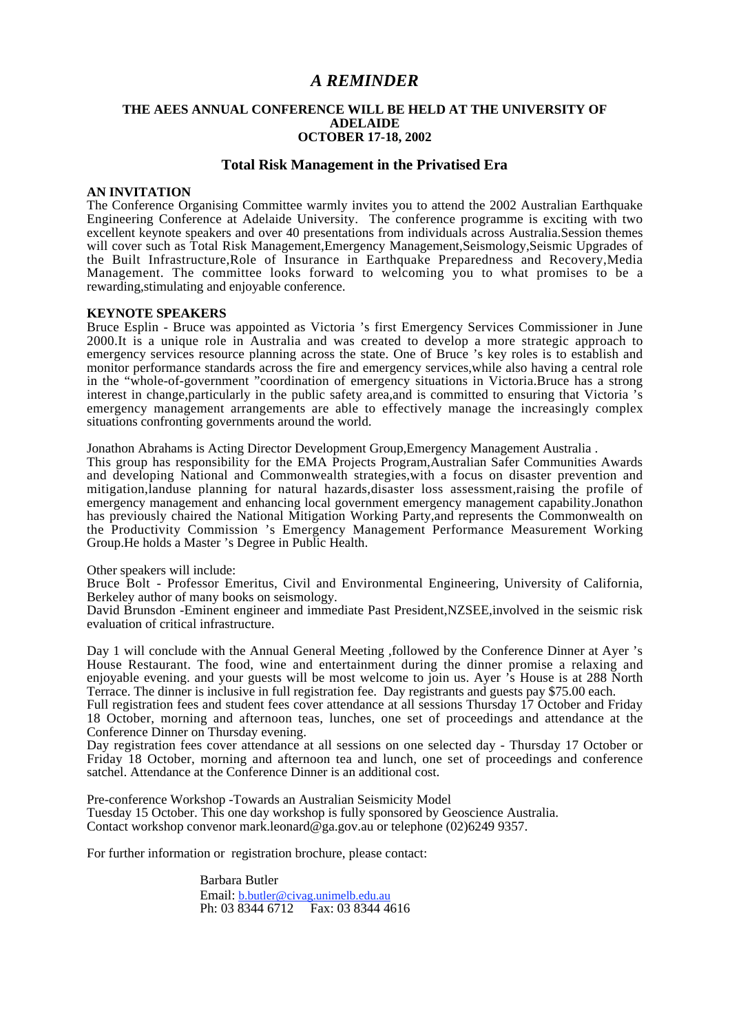# *A REMINDER*

**THE AEES ANNUAL CONFERENCE WILL BE HELD AT THE UNIVERSITY OF ADELAIDE OCTOBER 17-18, 2002**

## Total Risk Management in the Privatised Era

**AN INVITATION**

The Conference Organising Committee warmly invites you to attend the 2002 Australian Earthquake Engineering Conference at Adelaide University. The conference programme is exciting with two excellent keynote speakers and over 40 presentations from individuals across Australia.Session themes will cover such as Total Risk Management,Emergency Management,Seismology,Seismic Upgrades of the Built Infrastructure,Role of Insurance in Earthquake Preparedness and Recovery,Media Management. The committee looks forward to welcoming you to what promises to be a rewarding,stimulating and enjoyable conference.

**KEYNOTE SPEAKERS**

Bruce Esplin - Bruce was appointed as Victoria 's first Emergency Services Commissioner in June 2000.It is a unique role in Australia and was created to develop a more strategic approach to emergency services resource planning across the state. One of Bruce 's key roles is to establish and monitor performance standards across the fire and emergency services,while also having a central role in the "whole-of-government "coordination of emergency situations in Victoria.Bruce has a strong interest in change,particularly in the public safety area,and is committed to ensuring that Victoria 's emergency management arrangements are able to effectively manage the increasingly complex situations confronting governments around the world.

Jonathon Abrahams is Acting Director Development Group,Emergency Management Australia .
This group has responsibility for the EMA Projects Program,Australian Safer Communities Awards and developing National and Commonwealth strategies,with a focus on disaster prevention and mitigation,landuse planning for natural hazards,disaster loss assessment,raising the profile of emergency management and enhancing local government emergency management capability.Jonathon has previously chaired the National Mitigation Working Party,and represents the Commonwealth on the Productivity Commission 's Emergency Management Performance Measurement Working Group.He holds a Master 's Degree in Public Health.

Other speakers will include:
Bruce Bolt - Professor Emeritus, Civil and Environmental Engineering, University of California, Berkeley author of many books on seismology.
David Brunsdon -Eminent engineer and immediate Past President,NZSEE,involved in the seismic risk evaluation of critical infrastructure.

Day 1 will conclude with the Annual General Meeting ,followed by the Conference Dinner at Ayer 's House Restaurant. The food, wine and entertainment during the dinner promise a relaxing and enjoyable evening. and your guests will be most welcome to join us. Ayer 's House is at 288 North Terrace. The dinner is inclusive in full registration fee. Day registrants and guests pay $75.00 each.
Full registration fees and student fees cover attendance at all sessions Thursday 17 October and Friday 18 October, morning and afternoon teas, lunches, one set of proceedings and attendance at the Conference Dinner on Thursday evening.
Day registration fees cover attendance at all sessions on one selected day - Thursday 17 October or Friday 18 October, morning and afternoon tea and lunch, one set of proceedings and conference satchel. Attendance at the Conference Dinner is an additional cost.

Pre-conference Workshop -Towards an Australian Seismicity Model
Tuesday 15 October. This one day workshop is fully sponsored by Geoscience Australia.
Contact workshop convenor mark.leonard@ga.gov.au or telephone (02)6249 9357.

For further information or registration brochure, please contact:

Barbara Butler
Email: b.butler@civag.unimelb.edu.au
Ph: 03 8344 6712 Fax: 03 8344 4616